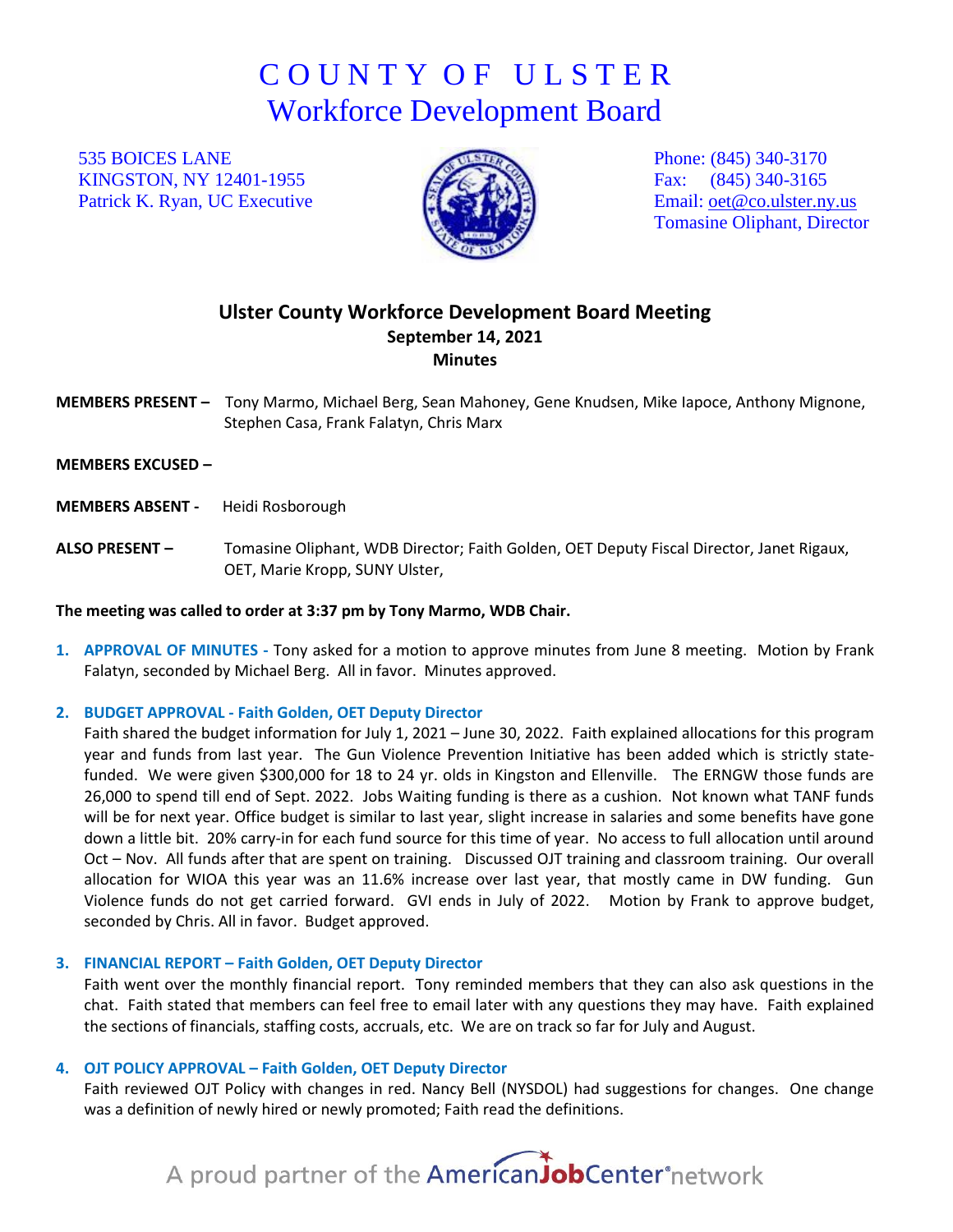# COUNTY OF ULSTER
## Workforce Development Board

535 BOICES LANE
KINGSTON, NY 12401-1955
Patrick K. Ryan, UC Executive

Phone: (845) 340-3170
Fax: (845) 340-3165
Email: oet@co.ulster.ny.us
Tomasine Oliphant, Director

## Ulster County Workforce Development Board Meeting
**September 14, 2021**
**Minutes**

**MEMBERS PRESENT –** Tony Marmo, Michael Berg, Sean Mahoney, Gene Knudsen, Mike Iapoce, Anthony Mignone, Stephen Casa, Frank Falatyn, Chris Marx

**MEMBERS EXCUSED –**

**MEMBERS ABSENT -** Heidi Rosborough

**ALSO PRESENT –** Tomasine Oliphant, WDB Director; Faith Golden, OET Deputy Fiscal Director, Janet Rigaux, OET, Marie Kropp, SUNY Ulster,

**The meeting was called to order at 3:37 pm by Tony Marmo, WDB Chair.**

1. **APPROVAL OF MINUTES -** Tony asked for a motion to approve minutes from June 8 meeting. Motion by Frank Falatyn, seconded by Michael Berg. All in favor. Minutes approved.

2. **BUDGET APPROVAL - Faith Golden, OET Deputy Director**
   Faith shared the budget information for July 1, 2021 – June 30, 2022. Faith explained allocations for this program year and funds from last year. The Gun Violence Prevention Initiative has been added which is strictly state-funded. We were given $300,000 for 18 to 24 yr. olds in Kingston and Ellenville. The ERNGW those funds are 26,000 to spend till end of Sept. 2022. Jobs Waiting funding is there as a cushion. Not known what TANF funds will be for next year. Office budget is similar to last year, slight increase in salaries and some benefits have gone down a little bit. 20% carry-in for each fund source for this time of year. No access to full allocation until around Oct – Nov. All funds after that are spent on training. Discussed OJT training and classroom training. Our overall allocation for WIOA this year was an 11.6% increase over last year, that mostly came in DW funding. Gun Violence funds do not get carried forward. GVI ends in July of 2022. Motion by Frank to approve budget, seconded by Chris. All in favor. Budget approved.

3. **FINANCIAL REPORT – Faith Golden, OET Deputy Director**
   Faith went over the monthly financial report. Tony reminded members that they can also ask questions in the chat. Faith stated that members can feel free to email later with any questions they may have. Faith explained the sections of financials, staffing costs, accruals, etc. We are on track so far for July and August.

4. **OJT POLICY APPROVAL – Faith Golden, OET Deputy Director**
   Faith reviewed OJT Policy with changes in red. Nancy Bell (NYSDOL) had suggestions for changes. One change was a definition of newly hired or newly promoted; Faith read the definitions.

A proud partner of the AmericanJobCenter network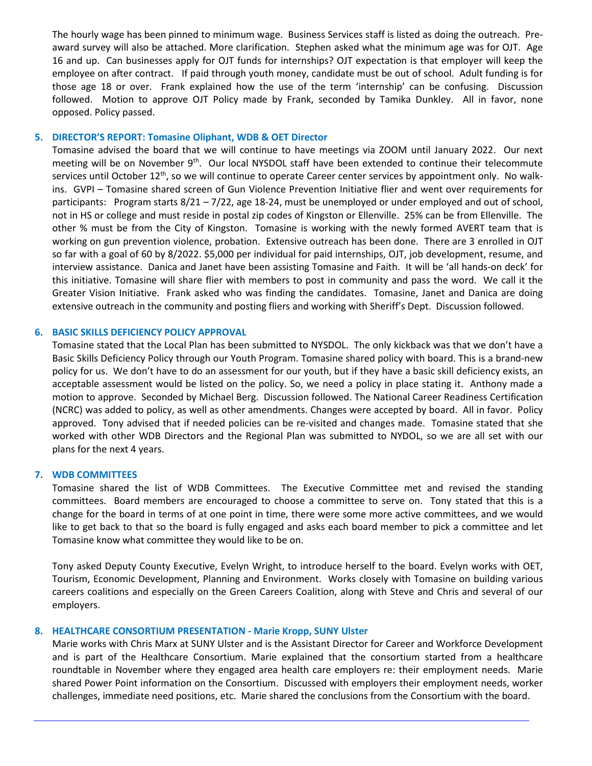The hourly wage has been pinned to minimum wage. Business Services staff is listed as doing the outreach. Pre-award survey will also be attached. More clarification. Stephen asked what the minimum age was for OJT. Age 16 and up. Can businesses apply for OJT funds for internships? OJT expectation is that employer will keep the employee on after contract. If paid through youth money, candidate must be out of school. Adult funding is for those age 18 or over. Frank explained how the use of the term 'internship' can be confusing. Discussion followed. Motion to approve OJT Policy made by Frank, seconded by Tamika Dunkley. All in favor, none opposed. Policy passed.

## 5. DIRECTOR'S REPORT: Tomasine Oliphant, WDB & OET Director

Tomasine advised the board that we will continue to have meetings via ZOOM until January 2022. Our next meeting will be on November 9th. Our local NYSDOL staff have been extended to continue their telecommute services until October 12th, so we will continue to operate Career center services by appointment only. No walk-ins. GVPI – Tomasine shared screen of Gun Violence Prevention Initiative flier and went over requirements for participants: Program starts 8/21 – 7/22, age 18-24, must be unemployed or under employed and out of school, not in HS or college and must reside in postal zip codes of Kingston or Ellenville. 25% can be from Ellenville. The other % must be from the City of Kingston. Tomasine is working with the newly formed AVERT team that is working on gun prevention violence, probation. Extensive outreach has been done. There are 3 enrolled in OJT so far with a goal of 60 by 8/2022. $5,000 per individual for paid internships, OJT, job development, resume, and interview assistance. Danica and Janet have been assisting Tomasine and Faith. It will be 'all hands-on deck' for this initiative. Tomasine will share flier with members to post in community and pass the word. We call it the Greater Vision Initiative. Frank asked who was finding the candidates. Tomasine, Janet and Danica are doing extensive outreach in the community and posting fliers and working with Sheriff's Dept. Discussion followed.

## 6. BASIC SKILLS DEFICIENCY POLICY APPROVAL

Tomasine stated that the Local Plan has been submitted to NYSDOL. The only kickback was that we don't have a Basic Skills Deficiency Policy through our Youth Program. Tomasine shared policy with board. This is a brand-new policy for us. We don't have to do an assessment for our youth, but if they have a basic skill deficiency exists, an acceptable assessment would be listed on the policy. So, we need a policy in place stating it. Anthony made a motion to approve. Seconded by Michael Berg. Discussion followed. The National Career Readiness Certification (NCRC) was added to policy, as well as other amendments. Changes were accepted by board. All in favor. Policy approved. Tony advised that if needed policies can be re-visited and changes made. Tomasine stated that she worked with other WDB Directors and the Regional Plan was submitted to NYDOL, so we are all set with our plans for the next 4 years.

## 7. WDB COMMITTEES

Tomasine shared the list of WDB Committees. The Executive Committee met and revised the standing committees. Board members are encouraged to choose a committee to serve on. Tony stated that this is a change for the board in terms of at one point in time, there were some more active committees, and we would like to get back to that so the board is fully engaged and asks each board member to pick a committee and let Tomasine know what committee they would like to be on.

Tony asked Deputy County Executive, Evelyn Wright, to introduce herself to the board. Evelyn works with OET, Tourism, Economic Development, Planning and Environment. Works closely with Tomasine on building various careers coalitions and especially on the Green Careers Coalition, along with Steve and Chris and several of our employers.

## 8. HEALTHCARE CONSORTIUM PRESENTATION - Marie Kropp, SUNY Ulster

Marie works with Chris Marx at SUNY Ulster and is the Assistant Director for Career and Workforce Development and is part of the Healthcare Consortium. Marie explained that the consortium started from a healthcare roundtable in November where they engaged area health care employers re: their employment needs. Marie shared Power Point information on the Consortium. Discussed with employers their employment needs, worker challenges, immediate need positions, etc. Marie shared the conclusions from the Consortium with the board.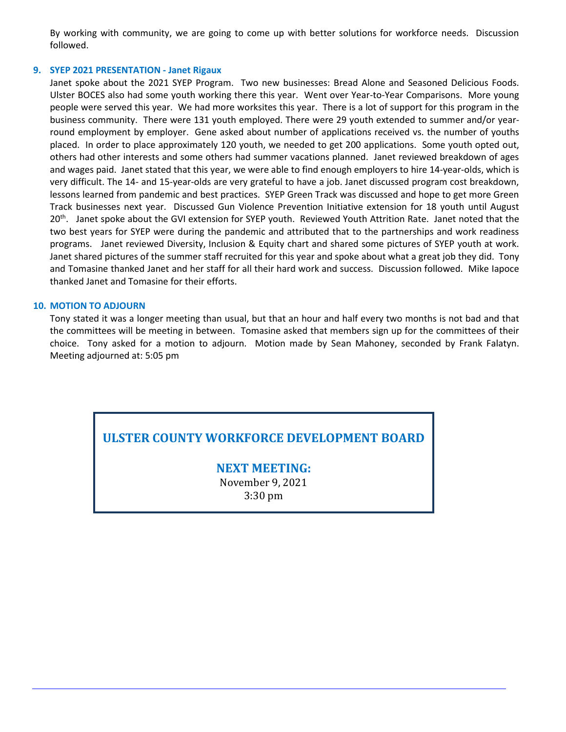By working with community, we are going to come up with better solutions for workforce needs. Discussion followed.

### 9. SYEP 2021 PRESENTATION - Janet Rigaux

Janet spoke about the 2021 SYEP Program. Two new businesses: Bread Alone and Seasoned Delicious Foods. Ulster BOCES also had some youth working there this year. Went over Year-to-Year Comparisons. More young people were served this year. We had more worksites this year. There is a lot of support for this program in the business community. There were 131 youth employed. There were 29 youth extended to summer and/or year-round employment by employer. Gene asked about number of applications received vs. the number of youths placed. In order to place approximately 120 youth, we needed to get 200 applications. Some youth opted out, others had other interests and some others had summer vacations planned. Janet reviewed breakdown of ages and wages paid. Janet stated that this year, we were able to find enough employers to hire 14-year-olds, which is very difficult. The 14- and 15-year-olds are very grateful to have a job. Janet discussed program cost breakdown, lessons learned from pandemic and best practices. SYEP Green Track was discussed and hope to get more Green Track businesses next year. Discussed Gun Violence Prevention Initiative extension for 18 youth until August 20th. Janet spoke about the GVI extension for SYEP youth. Reviewed Youth Attrition Rate. Janet noted that the two best years for SYEP were during the pandemic and attributed that to the partnerships and work readiness programs. Janet reviewed Diversity, Inclusion & Equity chart and shared some pictures of SYEP youth at work. Janet shared pictures of the summer staff recruited for this year and spoke about what a great job they did. Tony and Tomasine thanked Janet and her staff for all their hard work and success. Discussion followed. Mike Iapoce thanked Janet and Tomasine for their efforts.

### 10. MOTION TO ADJOURN

Tony stated it was a longer meeting than usual, but that an hour and half every two months is not bad and that the committees will be meeting in between. Tomasine asked that members sign up for the committees of their choice. Tony asked for a motion to adjourn. Motion made by Sean Mahoney, seconded by Frank Falatyn. Meeting adjourned at: 5:05 pm

## ULSTER COUNTY WORKFORCE DEVELOPMENT BOARD

### NEXT MEETING:

November 9, 2021
3:30 pm